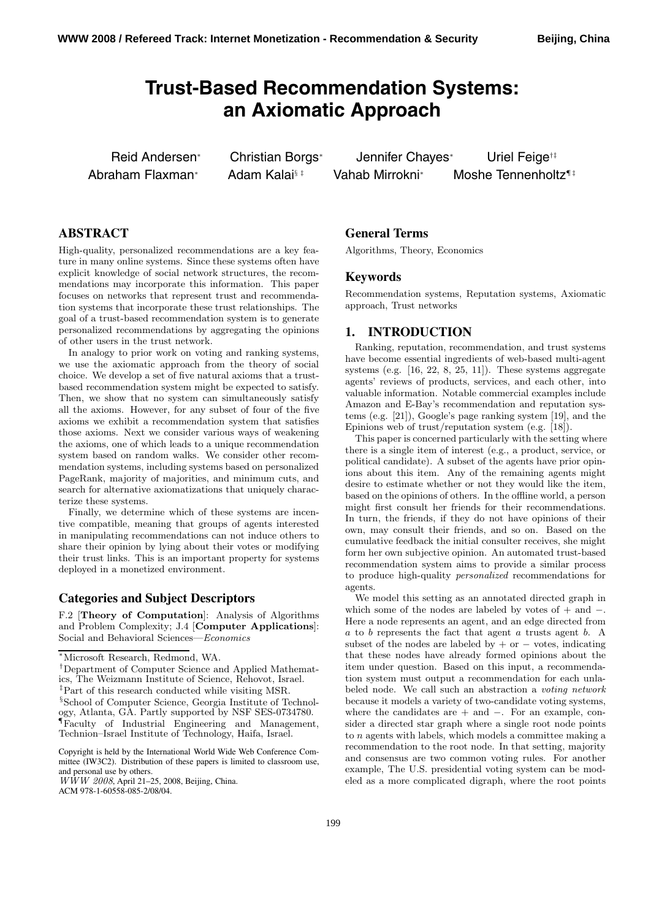# Trust-Based Recommendation Systems: an Axiomatic Approach

Reid Andersen[*] Christian Borgs[*] Jennifer Chayes[*] Uriel Feige[†‡]
Abraham Flaxman[*] Adam Kalai[§‡] Vahab Mirrokni[*] Moshe Tennenholtz[¶‡]

## ABSTRACT

High-quality, personalized recommendations are a key feature in many online systems. Since these systems often have explicit knowledge of social network structures, the recommendations may incorporate this information. This paper focuses on networks that represent trust and recommendation systems that incorporate these trust relationships. The goal of a trust-based recommendation system is to generate personalized recommendations by aggregating the opinions of other users in the trust network.

In analogy to prior work on voting and ranking systems, we use the axiomatic approach from the theory of social choice. We develop a set of five natural axioms that a trust-based recommendation system might be expected to satisfy. Then, we show that no system can simultaneously satisfy all the axioms. However, for any subset of four of the five axioms we exhibit a recommendation system that satisfies those axioms. Next we consider various ways of weakening the axioms, one of which leads to a unique recommendation system based on random walks. We consider other recommendation systems, including systems based on personalized PageRank, majority of majorities, and minimum cuts, and search for alternative axiomatizations that uniquely characterize these systems.

Finally, we determine which of these systems are incentive compatible, meaning that groups of agents interested in manipulating recommendations can not induce others to share their opinion by lying about their votes or modifying their trust links. This is an important property for systems deployed in a monetized environment.

### Categories and Subject Descriptors

F.2 [**Theory of Computation**]: Analysis of Algorithms and Problem Complexity; J.4 [**Computer Applications**]: Social and Behavioral Sciences—*Economics*

[*]Microsoft Research, Redmond, WA.
[†]Department of Computer Science and Applied Mathematics, The Weizmann Institute of Science, Rehovot, Israel.
[‡]Part of this research conducted while visiting MSR.
[§]School of Computer Science, Georgia Institute of Technology, Atlanta, GA. Partly supported by NSF SES-0734780.
[¶]Faculty of Industrial Engineering and Management, Technion–Israel Institute of Technology, Haifa, Israel.

Copyright is held by the International World Wide Web Conference Committee (IW3C2). Distribution of these papers is limited to classroom use, and personal use by others.
*WWW 2008*, April 21–25, 2008, Beijing, China.
ACM 978-1-60558-085-2/08/04.

### General Terms

Algorithms, Theory, Economics

### Keywords

Recommendation systems, Reputation systems, Axiomatic approach, Trust networks

## 1. INTRODUCTION

Ranking, reputation, recommendation, and trust systems have become essential ingredients of web-based multi-agent systems (e.g. [16, 22, 8, 25, 11]). These systems aggregate agents' reviews of products, services, and each other, into valuable information. Notable commercial examples include Amazon and E-Bay's recommendation and reputation systems (e.g. [21]), Google's page ranking system [19], and the Epinions web of trust/reputation system (e.g. [18]).

This paper is concerned particularly with the setting where there is a single item of interest (e.g., a product, service, or political candidate). A subset of the agents have prior opinions about this item. Any of the remaining agents might desire to estimate whether or not they would like the item, based on the opinions of others. In the offline world, a person might first consult her friends for their recommendations. In turn, the friends, if they do not have opinions of their own, may consult their friends, and so on. Based on the cumulative feedback the initial consulter receives, she might form her own subjective opinion. An automated trust-based recommendation system aims to provide a similar process to produce high-quality *personalized* recommendations for agents.

We model this setting as an annotated directed graph in which some of the nodes are labeled by votes of + and −. Here a node represents an agent, and an edge directed from $a$ to $b$ represents the fact that agent $a$ trusts agent $b$. A subset of the nodes are labeled by + or − votes, indicating that these nodes have already formed opinions about the item under question. Based on this input, a recommendation system must output a recommendation for each unlabeled node. We call such an abstraction a *voting network* because it models a variety of two-candidate voting systems, where the candidates are + and −. For an example, consider a directed star graph where a single root node points to $n$ agents with labels, which models a committee making a recommendation to the root node. In that setting, majority and consensus are two common voting rules. For another example, The U.S. presidential voting system can be modeled as a more complicated digraph, where the root points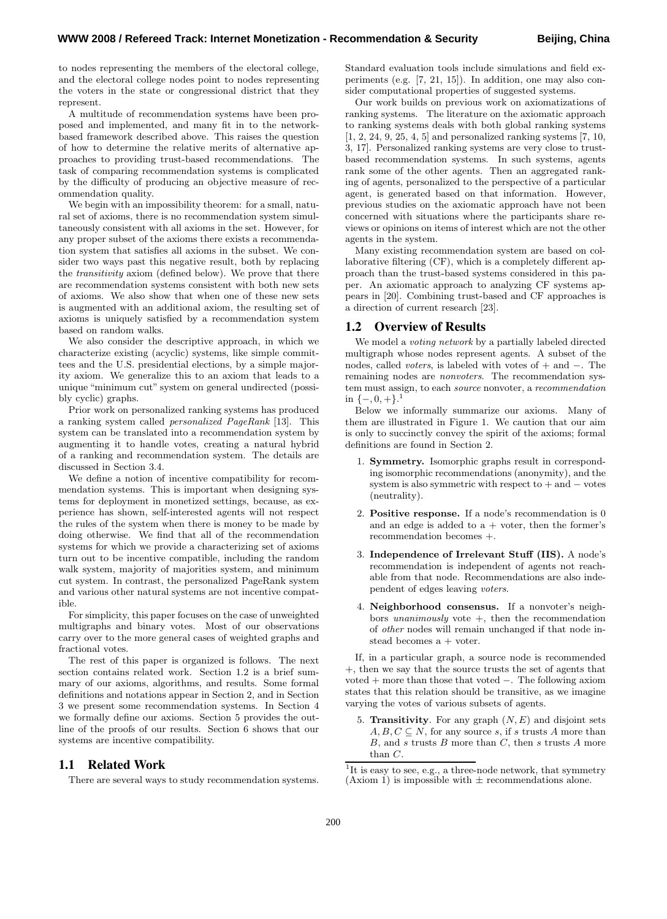to nodes representing the members of the electoral college, and the electoral college nodes point to nodes representing the voters in the state or congressional district that they represent.

A multitude of recommendation systems have been proposed and implemented, and many fit in to the network-based framework described above. This raises the question of how to determine the relative merits of alternative approaches to providing trust-based recommendations. The task of comparing recommendation systems is complicated by the difficulty of producing an objective measure of recommendation quality.

We begin with an impossibility theorem: for a small, natural set of axioms, there is no recommendation system simultaneously consistent with all axioms in the set. However, for any proper subset of the axioms there exists a recommendation system that satisfies all axioms in the subset. We consider two ways past this negative result, both by replacing the *transitivity* axiom (defined below). We prove that there are recommendation systems consistent with both new sets of axioms. We also show that when one of these new sets is augmented with an additional axiom, the resulting set of axioms is uniquely satisfied by a recommendation system based on random walks.

We also consider the descriptive approach, in which we characterize existing (acyclic) systems, like simple committees and the U.S. presidential elections, by a simple majority axiom. We generalize this to an axiom that leads to a unique "minimum cut" system on general undirected (possibly cyclic) graphs.

Prior work on personalized ranking systems has produced a ranking system called *personalized PageRank* [13]. This system can be translated into a recommendation system by augmenting it to handle votes, creating a natural hybrid of a ranking and recommendation system. The details are discussed in Section 3.4.

We define a notion of incentive compatibility for recommendation systems. This is important when designing systems for deployment in monetized settings, because, as experience has shown, self-interested agents will not respect the rules of the system when there is money to be made by doing otherwise. We find that all of the recommendation systems for which we provide a characterizing set of axioms turn out to be incentive compatible, including the random walk system, majority of majorities system, and minimum cut system. In contrast, the personalized PageRank system and various other natural systems are not incentive compatible.

For simplicity, this paper focuses on the case of unweighted multigraphs and binary votes. Most of our observations carry over to the more general cases of weighted graphs and fractional votes.

The rest of this paper is organized is follows. The next section contains related work. Section 1.2 is a brief summary of our axioms, algorithms, and results. Some formal definitions and notations appear in Section 2, and in Section 3 we present some recommendation systems. In Section 4 we formally define our axioms. Section 5 provides the outline of the proofs of our results. Section 6 shows that our systems are incentive compatibility.

## 1.1 Related Work

There are several ways to study recommendation systems. Standard evaluation tools include simulations and field experiments (e.g. [7, 21, 15]). In addition, one may also consider computational properties of suggested systems.

Our work builds on previous work on axiomatizations of ranking systems. The literature on the axiomatic approach to ranking systems deals with both global ranking systems [1, 2, 24, 9, 25, 4, 5] and personalized ranking systems [7, 10, 3, 17]. Personalized ranking systems are very close to trust-based recommendation systems. In such systems, agents rank some of the other agents. Then an aggregated ranking of agents, personalized to the perspective of a particular agent, is generated based on that information. However, previous studies on the axiomatic approach have not been concerned with situations where the participants share reviews or opinions on items of interest which are not the other agents in the system.

Many existing recommendation system are based on collaborative filtering (CF), which is a completely different approach than the trust-based systems considered in this paper. An axiomatic approach to analyzing CF systems appears in [20]. Combining trust-based and CF approaches is a direction of current research [23].

## 1.2 Overview of Results

We model a *voting network* by a partially labeled directed multigraph whose nodes represent agents. A subset of the nodes, called *voters*, is labeled with votes of $+$ and $-$. The remaining nodes are *nonvoters*. The recommendation system must assign, to each *source* nonvoter, a *recommendation* in $\{-, 0, +\}$.[1]

Below we informally summarize our axioms. Many of them are illustrated in Figure 1. We caution that our aim is only to succinctly convey the spirit of the axioms; formal definitions are found in Section 2.

1. **Symmetry.** Isomorphic graphs result in corresponding isomorphic recommendations (anonymity), and the system is also symmetric with respect to $+$ and $-$ votes (neutrality).
2. **Positive response.** If a node's recommendation is 0 and an edge is added to a $+$ voter, then the former's recommendation becomes $+$.
3. **Independence of Irrelevant Stuff (IIS).** A node's recommendation is independent of agents not reachable from that node. Recommendations are also independent of edges leaving *voters*.
4. **Neighborhood consensus.** If a nonvoter's neighbors *unanimously* vote $+$, then the recommendation of *other* nodes will remain unchanged if that node instead becomes a $+$ voter.

If, in a particular graph, a source node is recommended $+$, then we say that the source trusts the set of agents that voted $+$ more than those that voted $-$. The following axiom states that this relation should be transitive, as we imagine varying the votes of various subsets of agents.

5. **Transitivity**. For any graph $(N, E)$ and disjoint sets $A, B, C \subseteq N$, for any source $s$, if $s$ trusts $A$ more than $B$, and $s$ trusts $B$ more than $C$, then $s$ trusts $A$ more than $C$.

[1] It is easy to see, e.g., a three-node network, that symmetry (Axiom 1) is impossible with $\pm$ recommendations alone.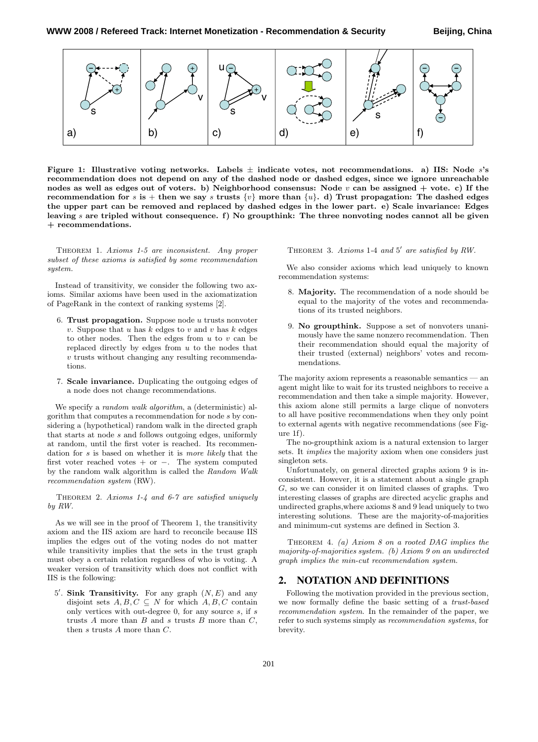**Figure 1: Illustrative voting networks. Labels ± indicate votes, not recommendations. a) IIS: Node $s$'s recommendation does not depend on any of the dashed node or dashed edges, since we ignore unreachable nodes as well as edges out of voters. b) Neighborhood consensus: Node $v$ can be assigned + vote. c) If the recommendation for $s$ is + then we say $s$ trusts $\{v\}$ more than $\{u\}$. d) Trust propagation: The dashed edges the upper part can be removed and replaced by dashed edges in the lower part. e) Scale invariance: Edges leaving $s$ are tripled without consequence. f) No groupthink: The three nonvoting nodes cannot all be given + recommendations.**

Theorem 1. *Axioms 1-5 are inconsistent. Any proper subset of these axioms is satisfied by some recommendation system.*

Instead of transitivity, we consider the following two axioms. Similar axioms have been used in the axiomatization of PageRank in the context of ranking systems [2].

6. **Trust propagation.** Suppose node $u$ trusts nonvoter $v$. Suppose that $u$ has $k$ edges to $v$ and $v$ has $k$ edges to other nodes. Then the edges from $u$ to $v$ can be replaced directly by edges from $u$ to the nodes that $v$ trusts without changing any resulting recommendations.

7. **Scale invariance.** Duplicating the outgoing edges of a node does not change recommendations.

We specify a *random walk algorithm*, a (deterministic) algorithm that computes a recommendation for node $s$ by considering a (hypothetical) random walk in the directed graph that starts at node $s$ and follows outgoing edges, uniformly at random, until the first voter is reached. Its recommendation for $s$ is based on whether it is *more likely* that the first voter reached votes + or −. The system computed by the random walk algorithm is called the *Random Walk recommendation system* (RW).

Theorem 2. *Axioms 1-4 and 6-7 are satisfied uniquely by RW.*

As we will see in the proof of Theorem 1, the transitivity axiom and the IIS axiom are hard to reconcile because IIS implies the edges out of the voting nodes do not matter while transitivity implies that the sets in the trust graph must obey a certain relation regardless of who is voting. A weaker version of transitivity which does not conflict with IIS is the following:

5′. **Sink Transitivity.** For any graph $(N, E)$ and any disjoint sets $A, B, C \subseteq N$ for which $A, B, C$ contain only vertices with out-degree 0, for any source $s$, if $s$ trusts $A$ more than $B$ and $s$ trusts $B$ more than $C$, then $s$ trusts $A$ more than $C$.

Theorem 3. *Axioms 1-4 and 5′ are satisfied by RW.*

We also consider axioms which lead uniquely to known recommendation systems:

8. **Majority.** The recommendation of a node should be equal to the majority of the votes and recommendations of its trusted neighbors.

9. **No groupthink.** Suppose a set of nonvoters unanimously have the same nonzero recommendation. Then their recommendation should equal the majority of their trusted (external) neighbors' votes and recommendations.

The majority axiom represents a reasonable semantics — an agent might like to wait for its trusted neighbors to receive a recommendation and then take a simple majority. However, this axiom alone still permits a large clique of nonvoters to all have positive recommendations when they only point to external agents with negative recommendations (see Figure 1f).

The no-groupthink axiom is a natural extension to larger sets. It *implies* the majority axiom when one considers just singleton sets.

Unfortunately, on general directed graphs axiom 9 is inconsistent. However, it is a statement about a single graph $G$, so we can consider it on limited classes of graphs. Two interesting classes of graphs are directed acyclic graphs and undirected graphs,where axioms 8 and 9 lead uniquely to two interesting solutions. These are the majority-of-majorities and minimum-cut systems are defined in Section 3.

Theorem 4. *(a) Axiom 8 on a rooted DAG implies the majority-of-majorities system. (b) Axiom 9 on an undirected graph implies the min-cut recommendation system.*

## 2. NOTATION AND DEFINITIONS

Following the motivation provided in the previous section, we now formally define the basic setting of a *trust-based recommendation system*. In the remainder of the paper, we refer to such systems simply as *recommendation systems*, for brevity.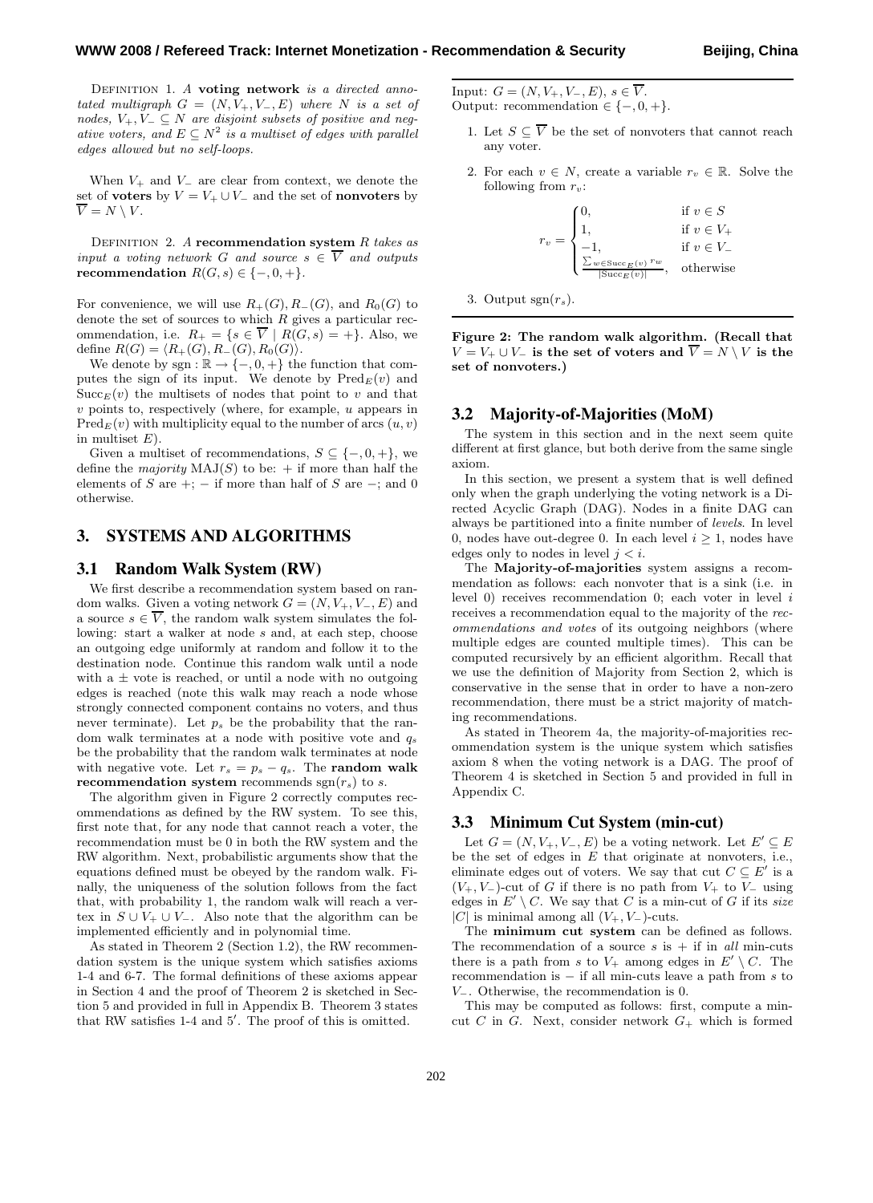DEFINITION 1. *A* **voting network** *is a directed annotated multigraph* $G = (N, V_+, V_-, E)$ *where* $N$ *is a set of nodes,* $V_+, V_- \subseteq N$ *are disjoint subsets of positive and negative voters, and* $E \subseteq N^2$ *is a multiset of edges with parallel edges allowed but no self-loops.*

When $V_+$ and $V_-$ are clear from context, we denote the set of **voters** by $V = V_+ \cup V_-$ and the set of **nonvoters** by $\overline{V} = N \setminus V$.

DEFINITION 2. *A* **recommendation system** $R$ *takes as input a voting network* $G$ *and source* $s \in \overline{V}$ *and outputs* **recommendation** $R(G, s) \in \{-, 0, +\}$.

For convenience, we will use $R_+(G), R_-(G)$, and $R_0(G)$ to denote the set of sources to which $R$ gives a particular recommendation, i.e. $R_+ = \{s \in \overline{V} \mid R(G, s) = +\}$. Also, we define $R(G) = \langle R_+(G), R_-(G), R_0(G)\rangle$.

We denote by $\text{sgn} : \mathbb{R} \to \{-, 0, +\}$ the function that computes the sign of its input. We denote by $\text{Pred}_E(v)$ and $\text{Succ}_E(v)$ the multisets of nodes that point to $v$ and that $v$ points to, respectively (where, for example, $u$ appears in $\text{Pred}_E(v)$ with multiplicity equal to the number of arcs $(u, v)$ in multiset $E$).

Given a multiset of recommendations, $S \subseteq \{-, 0, +\}$, we define the *majority* $\text{MAJ}(S)$ to be: $+$ if more than half the elements of $S$ are $+$; $-$ if more than half of $S$ are $-$; and 0 otherwise.

## 3. SYSTEMS AND ALGORITHMS

### 3.1 Random Walk System (RW)

We first describe a recommendation system based on random walks. Given a voting network $G = (N, V_+, V_-, E)$ and a source $s \in \overline{V}$, the random walk system simulates the following: start a walker at node $s$ and, at each step, choose an outgoing edge uniformly at random and follow it to the destination node. Continue this random walk until a node with a $\pm$ vote is reached, or until a node with no outgoing edges is reached (note this walk may reach a node whose strongly connected component contains no voters, and thus never terminate). Let $p_s$ be the probability that the random walk terminates at a node with positive vote and $q_s$ be the probability that the random walk terminates at node with negative vote. Let $r_s = p_s - q_s$. The **random walk recommendation system** recommends $\text{sgn}(r_s)$ to $s$.

The algorithm given in Figure 2 correctly computes recommendations as defined by the RW system. To see this, first note that, for any node that cannot reach a voter, the recommendation must be 0 in both the RW system and the RW algorithm. Next, probabilistic arguments show that the equations defined must be obeyed by the random walk. Finally, the uniqueness of the solution follows from the fact that, with probability 1, the random walk will reach a vertex in $S \cup V_+ \cup V_-$. Also note that the algorithm can be implemented efficiently and in polynomial time.

As stated in Theorem 2 (Section 1.2), the RW recommendation system is the unique system which satisfies axioms 1-4 and 6-7. The formal definitions of these axioms appear in Section 4 and the proof of Theorem 2 is sketched in Section 5 and provided in full in Appendix B. Theorem 3 states that RW satisfies 1-4 and $5'$. The proof of this is omitted.

---

Input: $G = (N, V_+, V_-, E)$, $s \in \overline{V}$.
Output: recommendation $\in \{-, 0, +\}$.

1. Let $S \subseteq \overline{V}$ be the set of nonvoters that cannot reach any voter.
2. For each $v \in N$, create a variable $r_v \in \mathbb{R}$. Solve the following from $r_v$:
$$r_v = \begin{cases} 0, & \text{if } v \in S \\ 1, & \text{if } v \in V_+ \\ -1, & \text{if } v \in V_- \\ \frac{\sum_{w \in \text{Succ}_E(v)} r_w}{|\text{Succ}_E(v)|}, & \text{otherwise} \end{cases}$$
3. Output $\text{sgn}(r_s)$.

---

**Figure 2: The random walk algorithm. (Recall that $V = V_+ \cup V_-$ is the set of voters and $\overline{V} = N \setminus V$ is the set of nonvoters.)**

### 3.2 Majority-of-Majorities (MoM)

The system in this section and in the next seem quite different at first glance, but both derive from the same single axiom.

In this section, we present a system that is well defined only when the graph underlying the voting network is a Directed Acyclic Graph (DAG). Nodes in a finite DAG can always be partitioned into a finite number of *levels*. In level 0, nodes have out-degree 0. In each level $i \geq 1$, nodes have edges only to nodes in level $j < i$.

The **Majority-of-majorities** system assigns a recommendation as follows: each nonvoter that is a sink (i.e. in level 0) receives recommendation 0; each voter in level $i$ receives a recommendation equal to the majority of the *recommendations and votes* of its outgoing neighbors (where multiple edges are counted multiple times). This can be computed recursively by an efficient algorithm. Recall that we use the definition of Majority from Section 2, which is conservative in the sense that in order to have a non-zero recommendation, there must be a strict majority of matching recommendations.

As stated in Theorem 4a, the majority-of-majorities recommendation system is the unique system which satisfies axiom 8 when the voting network is a DAG. The proof of Theorem 4 is sketched in Section 5 and provided in full in Appendix C.

### 3.3 Minimum Cut System (min-cut)

Let $G = (N, V_+, V_-, E)$ be a voting network. Let $E' \subseteq E$ be the set of edges in $E$ that originate at nonvoters, i.e., eliminate edges out of voters. We say that cut $C \subseteq E'$ is a $(V_+, V_-)$-cut of $G$ if there is no path from $V_+$ to $V_-$ using edges in $E' \setminus C$. We say that $C$ is a min-cut of $G$ if its *size* $|C|$ is minimal among all $(V_+, V_-)$-cuts.

The **minimum cut system** can be defined as follows. The recommendation of a source $s$ is $+$ if in *all* min-cuts there is a path from $s$ to $V_+$ among edges in $E' \setminus C$. The recommendation is $-$ if all min-cuts leave a path from $s$ to $V_-$. Otherwise, the recommendation is 0.

This may be computed as follows: first, compute a min-cut $C$ in $G$. Next, consider network $G_+$ which is formed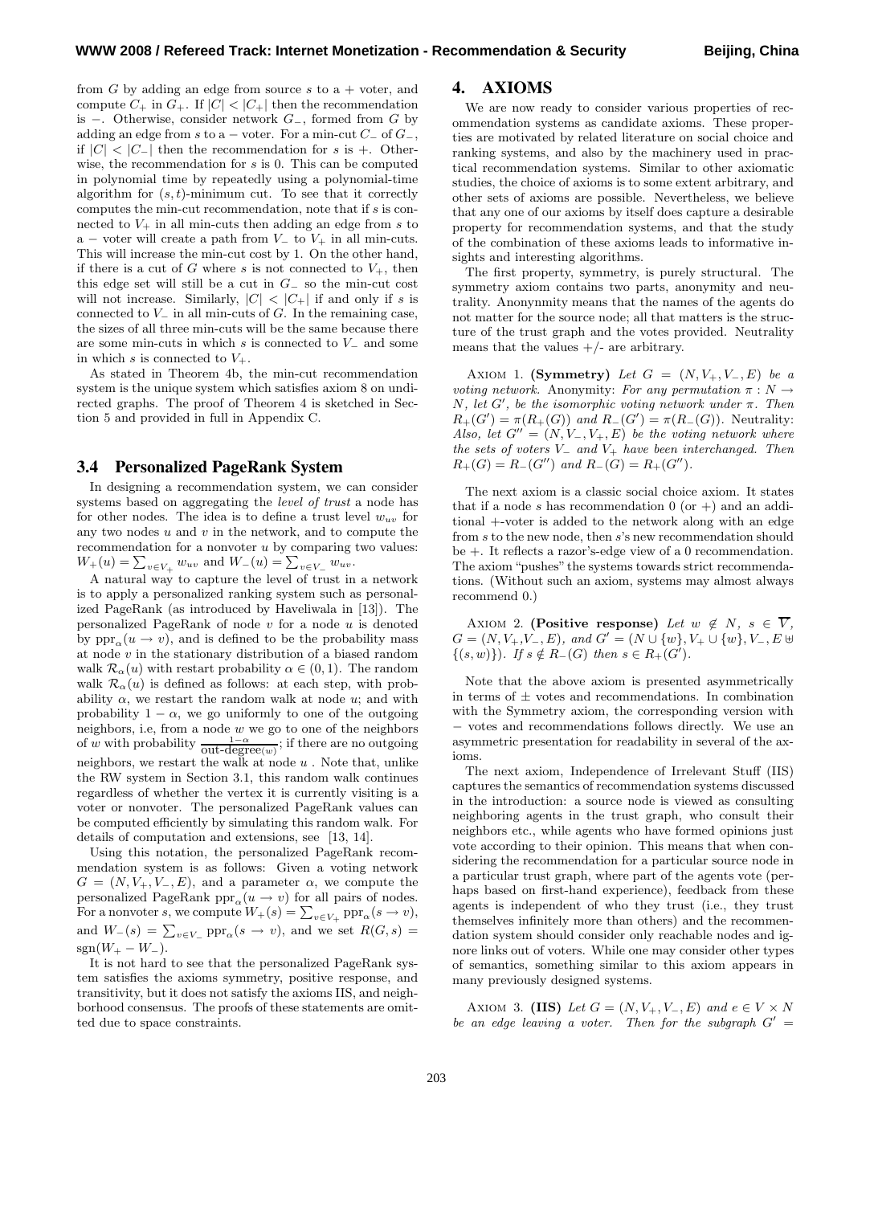from $G$ by adding an edge from source $s$ to a + voter, and compute $C_+$ in $G_+$. If $|C| < |C_+|$ then the recommendation is $-$. Otherwise, consider network $G_-$, formed from $G$ by adding an edge from $s$ to a $-$ voter. For a min-cut $C_-$ of $G_-$, if $|C| < |C_-|$ then the recommendation for $s$ is +. Otherwise, the recommendation for $s$ is 0. This can be computed in polynomial time by repeatedly using a polynomial-time algorithm for $(s,t)$-minimum cut. To see that it correctly computes the min-cut recommendation, note that if $s$ is connected to $V_+$ in all min-cuts then adding an edge from $s$ to a $-$ voter will create a path from $V_-$ to $V_+$ in all min-cuts. This will increase the min-cut cost by 1. On the other hand, if there is a cut of $G$ where $s$ is not connected to $V_+$, then this edge set will still be a cut in $G_-$ so the min-cut cost will not increase. Similarly, $|C| < |C_+|$ if and only if $s$ is connected to $V_-$ in all min-cuts of $G$. In the remaining case, the sizes of all three min-cuts will be the same because there are some min-cuts in which $s$ is connected to $V_-$ and some in which $s$ is connected to $V_+$.

As stated in Theorem 4b, the min-cut recommendation system is the unique system which satisfies axiom 8 on undirected graphs. The proof of Theorem 4 is sketched in Section 5 and provided in full in Appendix C.

### 3.4 Personalized PageRank System

In designing a recommendation system, we can consider systems based on aggregating the *level of trust* a node has for other nodes. The idea is to define a trust level $w_{uv}$ for any two nodes $u$ and $v$ in the network, and to compute the recommendation for a nonvoter $u$ by comparing two values: $W_+(u) = \sum_{v \in V_+} w_{uv}$ and $W_-(u) = \sum_{v \in V_-} w_{uv}$.

A natural way to capture the level of trust in a network is to apply a personalized ranking system such as personalized PageRank (as introduced by Haveliwala in [13]). The personalized PageRank of node $v$ for a node $u$ is denoted by $\text{ppr}_\alpha(u \to v)$, and is defined to be the probability mass at node $v$ in the stationary distribution of a biased random walk $\mathcal{R}_\alpha(u)$ with restart probability $\alpha \in (0,1)$. The random walk $\mathcal{R}_\alpha(u)$ is defined as follows: at each step, with probability $\alpha$, we restart the random walk at node $u$; and with probability $1-\alpha$, we go uniformly to one of the outgoing neighbors, i.e, from a node $w$ we go to one of the neighbors of $w$ with probability $\frac{1-\alpha}{\text{out-degree}(w)}$; if there are no outgoing neighbors, we restart the walk at node $u$ . Note that, unlike the RW system in Section 3.1, this random walk continues regardless of whether the vertex it is currently visiting is a voter or nonvoter. The personalized PageRank values can be computed efficiently by simulating this random walk. For details of computation and extensions, see [13, 14].

Using this notation, the personalized PageRank recommendation system is as follows: Given a voting network $G = (N, V_+, V_-, E)$, and a parameter $\alpha$, we compute the personalized PageRank $\text{ppr}_\alpha(u \to v)$ for all pairs of nodes. For a nonvoter $s$, we compute $W_+(s) = \sum_{v \in V_+} \text{ppr}_\alpha(s \to v)$, and $W_-(s) = \sum_{v \in V_-} \text{ppr}_\alpha(s \to v)$, and we set $R(G,s) = \text{sgn}(W_+ - W_-)$.

It is not hard to see that the personalized PageRank system satisfies the axioms symmetry, positive response, and transitivity, but it does not satisfy the axioms IIS, and neighborhood consensus. The proofs of these statements are omitted due to space constraints.

## 4. AXIOMS

We are now ready to consider various properties of recommendation systems as candidate axioms. These properties are motivated by related literature on social choice and ranking systems, and also by the machinery used in practical recommendation systems. Similar to other axiomatic studies, the choice of axioms is to some extent arbitrary, and other sets of axioms are possible. Nevertheless, we believe that any one of our axioms by itself does capture a desirable property for recommendation systems, and that the study of the combination of these axioms leads to informative insights and interesting algorithms.

The first property, symmetry, is purely structural. The symmetry axiom contains two parts, anonymity and neutrality. Anonynmity means that the names of the agents do not matter for the source node; all that matters is the structure of the trust graph and the votes provided. Neutrality means that the values +/- are arbitrary.

Axiom 1. **(Symmetry)** *Let $G = (N, V_+, V_-, E)$ be a voting network.* Anonymity: *For any permutation $\pi : N \to N$, let $G'$, be the isomorphic voting network under $\pi$. Then $R_+(G') = \pi(R_+(G))$ and $R_-(G') = \pi(R_-(G))$.* Neutrality: *Also, let $G'' = (N, V_-, V_+, E)$ be the voting network where the sets of voters $V_-$ and $V_+$ have been interchanged. Then $R_+(G) = R_-(G'')$ and $R_-(G) = R_+(G'')$.*

The next axiom is a classic social choice axiom. It states that if a node $s$ has recommendation 0 (or +) and an additional +-voter is added to the network along with an edge from $s$ to the new node, then $s$'s new recommendation should be +. It reflects a razor's-edge view of a 0 recommendation. The axiom "pushes" the systems towards strict recommendations. (Without such an axiom, systems may almost always recommend 0.)

Axiom 2. **(Positive response)** *Let $w \notin N$, $s \in \overline{V}$, $G = (N, V_+, V_-, E)$, and $G' = (N \cup \{w\}, V_+ \cup \{w\}, V_-, E \uplus \{(s,w)\})$. If $s \notin R_-(G)$ then $s \in R_+(G')$.*

Note that the above axiom is presented asymmetrically in terms of $\pm$ votes and recommendations. In combination with the Symmetry axiom, the corresponding version with $-$ votes and recommendations follows directly. We use an asymmetric presentation for readability in several of the axioms.

The next axiom, Independence of Irrelevant Stuff (IIS) captures the semantics of recommendation systems discussed in the introduction: a source node is viewed as consulting neighboring agents in the trust graph, who consult their neighbors etc., while agents who have formed opinions just vote according to their opinion. This means that when considering the recommendation for a particular source node in a particular trust graph, where part of the agents vote (perhaps based on first-hand experience), feedback from these agents is independent of who they trust (i.e., they trust themselves infinitely more than others) and the recommendation system should consider only reachable nodes and ignore links out of voters. While one may consider other types of semantics, something similar to this axiom appears in many previously designed systems.

Axiom 3. **(IIS)** *Let $G = (N, V_+, V_-, E)$ and $e \in V \times N$ be an edge leaving a voter. Then for the subgraph $G' =$*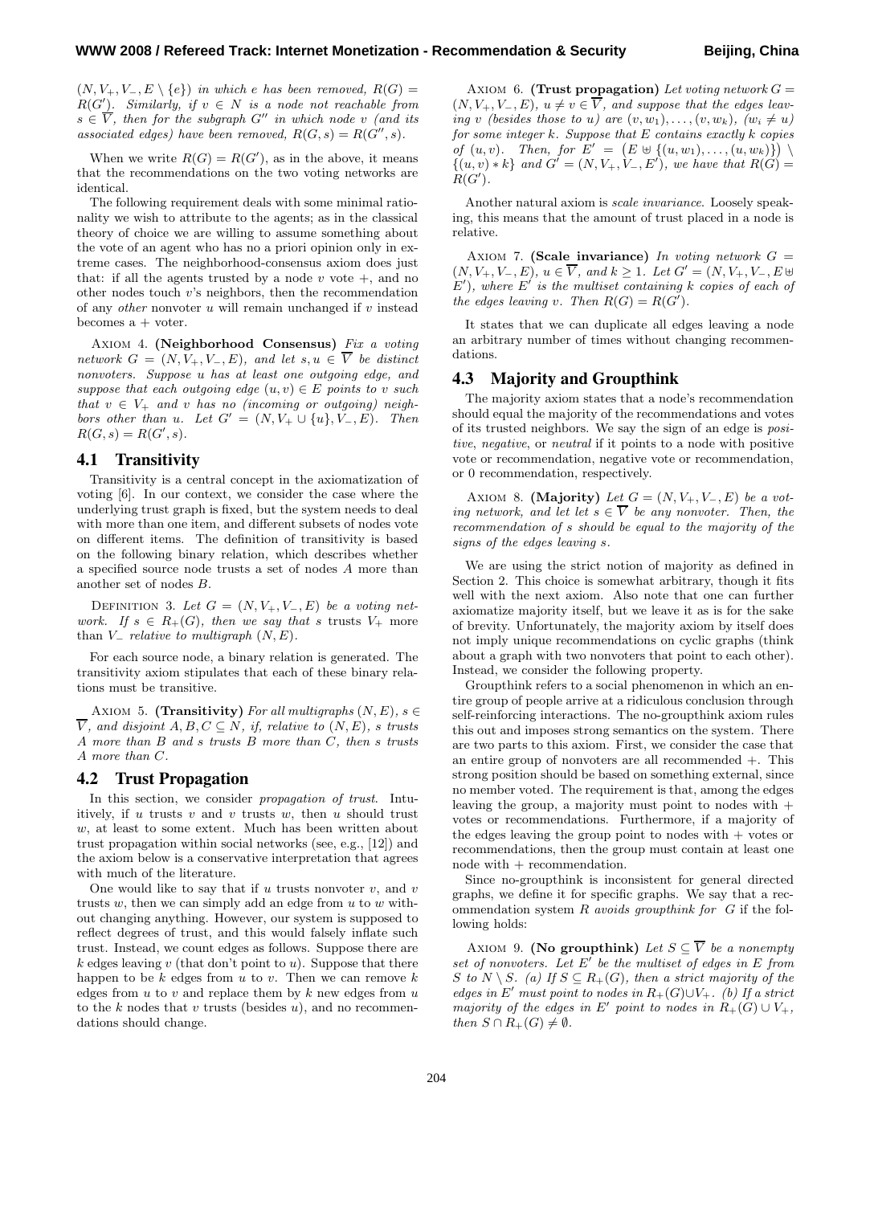$(N, V_+, V_-, E \setminus \{e\})$ *in which* $e$ *has been removed,* $R(G) = R(G')$*. Similarly, if* $v \in N$ *is a node not reachable from* $s \in \overline{V}$*, then for the subgraph* $G''$ *in which node* $v$ *(and its associated edges) have been removed,* $R(G, s) = R(G'', s)$*.*

When we write $R(G) = R(G')$, as in the above, it means that the recommendations on the two voting networks are identical.

The following requirement deals with some minimal rationality we wish to attribute to the agents; as in the classical theory of choice we are willing to assume something about the vote of an agent who has no a priori opinion only in extreme cases. The neighborhood-consensus axiom does just that: if all the agents trusted by a node $v$ vote $+$, and no other nodes touch $v$'s neighbors, then the recommendation of any *other* nonvoter $u$ will remain unchanged if $v$ instead becomes a $+$ voter.

Axiom 4. **(Neighborhood Consensus)** *Fix a voting network* $G = (N, V_+, V_-, E)$*, and let* $s, u \in \overline{V}$ *be distinct nonvoters. Suppose* $u$ *has at least one outgoing edge, and suppose that each outgoing edge* $(u, v) \in E$ *points to* $v$ *such that* $v \in V_+$ *and* $v$ *has no (incoming or outgoing) neighbors other than* $u$*. Let* $G' = (N, V_+ \cup \{u\}, V_-, E)$*. Then* $R(G, s) = R(G', s)$*.*

## 4.1 Transitivity

Transitivity is a central concept in the axiomatization of voting [6]. In our context, we consider the case where the underlying trust graph is fixed, but the system needs to deal with more than one item, and different subsets of nodes vote on different items. The definition of transitivity is based on the following binary relation, which describes whether a specified source node trusts a set of nodes $A$ more than another set of nodes $B$.

Definition 3. *Let* $G = (N, V_+, V_-, E)$ *be a voting network. If* $s \in R_+(G)$*, then we say that* $s$ trusts $V_+$ more than $V_-$ *relative to multigraph* $(N, E)$*.*

For each source node, a binary relation is generated. The transitivity axiom stipulates that each of these binary relations must be transitive.

Axiom 5. **(Transitivity)** *For all multigraphs* $(N, E)$*,* $s \in \overline{V}$*, and disjoint* $A, B, C \subseteq N$*, if, relative to* $(N, E)$*,* $s$ *trusts* $A$ *more than* $B$ *and* $s$ *trusts* $B$ *more than* $C$*, then* $s$ *trusts* $A$ *more than* $C$*.*

## 4.2 Trust Propagation

In this section, we consider *propagation of trust*. Intuitively, if $u$ trusts $v$ and $v$ trusts $w$, then $u$ should trust $w$, at least to some extent. Much has been written about trust propagation within social networks (see, e.g., [12]) and the axiom below is a conservative interpretation that agrees with much of the literature.

One would like to say that if $u$ trusts nonvoter $v$, and $v$ trusts $w$, then we can simply add an edge from $u$ to $w$ without changing anything. However, our system is supposed to reflect degrees of trust, and this would falsely inflate such trust. Instead, we count edges as follows. Suppose there are $k$ edges leaving $v$ (that don't point to $u$). Suppose that there happen to be $k$ edges from $u$ to $v$. Then we can remove $k$ edges from $u$ to $v$ and replace them by $k$ new edges from $u$ to the $k$ nodes that $v$ trusts (besides $u$), and no recommendations should change.

Axiom 6. **(Trust propagation)** *Let voting network* $G = (N, V_+, V_-, E)$*,* $u \neq v \in \overline{V}$*, and suppose that the edges leaving* $v$ *(besides those to* $u$*) are* $(v, w_1), \ldots, (v, w_k)$*,* $(w_i \neq u)$ *for some integer* $k$*. Suppose that* $E$ *contains exactly* $k$ *copies of* $(u, v)$*. Then, for* $E' = \left(E \uplus \{(u, w_1), \ldots, (u, w_k)\}\right) \setminus \{(u, v) * k\}$ *and* $G' = (N, V_+, V_-, E')$*, we have that* $R(G) = R(G')$*.*

Another natural axiom is *scale invariance*. Loosely speaking, this means that the amount of trust placed in a node is relative.

Axiom 7. **(Scale invariance)** *In voting network* $G = (N, V_+, V_-, E)$*,* $u \in \overline{V}$*, and* $k \geq 1$*. Let* $G' = (N, V_+, V_-, E \uplus E')$*, where* $E'$ *is the multiset containing* $k$ *copies of each of the edges leaving* $v$*. Then* $R(G) = R(G')$*.*

It states that we can duplicate all edges leaving a node an arbitrary number of times without changing recommendations.

## 4.3 Majority and Groupthink

The majority axiom states that a node's recommendation should equal the majority of the recommendations and votes of its trusted neighbors. We say the sign of an edge is *positive*, *negative*, or *neutral* if it points to a node with positive vote or recommendation, negative vote or recommendation, or 0 recommendation, respectively.

Axiom 8. **(Majority)** *Let* $G = (N, V_+, V_-, E)$ *be a voting network, and let* $s \in \overline{V}$ *be any nonvoter. Then, the recommendation of* $s$ *should be equal to the majority of the signs of the edges leaving* $s$*.*

We are using the strict notion of majority as defined in Section 2. This choice is somewhat arbitrary, though it fits well with the next axiom. Also note that one can further axiomatize majority itself, but we leave it as is for the sake of brevity. Unfortunately, the majority axiom by itself does not imply unique recommendations on cyclic graphs (think about a graph with two nonvoters that point to each other). Instead, we consider the following property.

Groupthink refers to a social phenomenon in which an entire group of people arrive at a ridiculous conclusion through self-reinforcing interactions. The no-groupthink axiom rules this out and imposes strong semantics on the system. There are two parts to this axiom. First, we consider the case that an entire group of nonvoters are all recommended $+$. This strong position should be based on something external, since no member voted. The requirement is that, among the edges leaving the group, a majority must point to nodes with $+$ votes or recommendations. Furthermore, if a majority of the edges leaving the group point to nodes with $+$ votes or recommendations, then the group must contain at least one node with $+$ recommendation.

Since no-groupthink is inconsistent for general directed graphs, we define it for specific graphs. We say that a recommendation system $R$ *avoids groupthink for* $G$ if the following holds:

Axiom 9. **(No groupthink)** *Let* $S \subseteq \overline{V}$ *be a nonempty set of nonvoters. Let* $E'$ *be the multiset of edges in* $E$ *from* $S$ *to* $N \setminus S$*. (a) If* $S \subseteq R_+(G)$*, then a strict majority of the edges in* $E'$ *must point to nodes in* $R_+(G) \cup V_+$*. (b) If a strict majority of the edges in* $E'$ *point to nodes in* $R_+(G) \cup V_+$*, then* $S \cap R_+(G) \neq \emptyset$*.*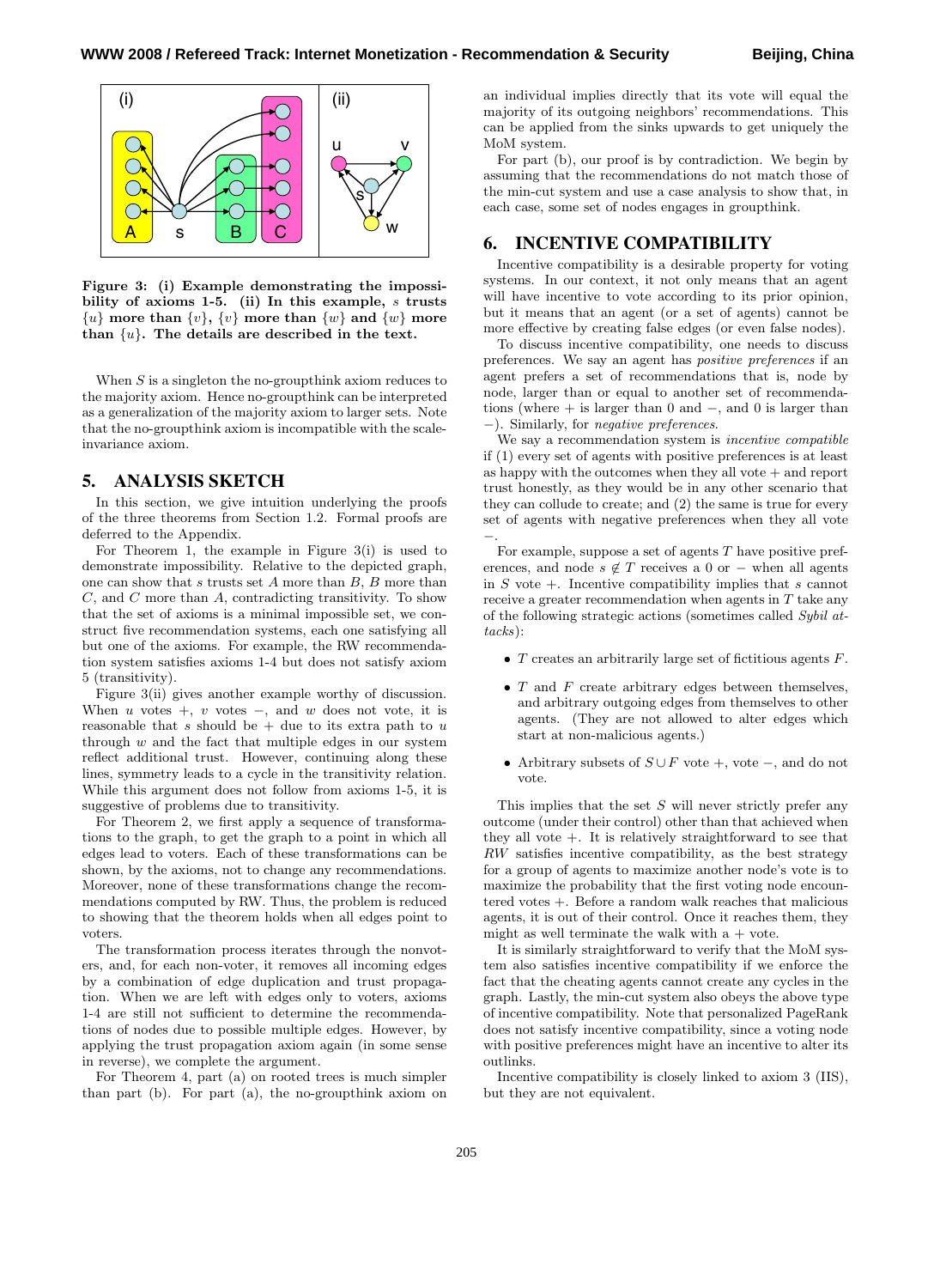**Figure 3: (i) Example demonstrating the impossibility of axioms 1-5. (ii) In this example, $s$ trusts $\{u\}$ more than $\{v\}$, $\{v\}$ more than $\{w\}$ and $\{w\}$ more than $\{u\}$. The details are described in the text.**

When $S$ is a singleton the no-groupthink axiom reduces to the majority axiom. Hence no-groupthink can be interpreted as a generalization of the majority axiom to larger sets. Note that the no-groupthink axiom is incompatible with the scale-invariance axiom.

## 5. ANALYSIS SKETCH

In this section, we give intuition underlying the proofs of the three theorems from Section 1.2. Formal proofs are deferred to the Appendix.

For Theorem 1, the example in Figure 3(i) is used to demonstrate impossibility. Relative to the depicted graph, one can show that $s$ trusts set $A$ more than $B$, $B$ more than $C$, and $C$ more than $A$, contradicting transitivity. To show that the set of axioms is a minimal impossible set, we construct five recommendation systems, each one satisfying all but one of the axioms. For example, the RW recommendation system satisfies axioms 1-4 but does not satisfy axiom 5 (transitivity).

Figure 3(ii) gives another example worthy of discussion. When $u$ votes $+$, $v$ votes $-$, and $w$ does not vote, it is reasonable that $s$ should be $+$ due to its extra path to $u$ through $w$ and the fact that multiple edges in our system reflect additional trust. However, continuing along these lines, symmetry leads to a cycle in the transitivity relation. While this argument does not follow from axioms 1-5, it is suggestive of problems due to transitivity.

For Theorem 2, we first apply a sequence of transformations to the graph, to get the graph to a point in which all edges lead to voters. Each of these transformations can be shown, by the axioms, not to change any recommendations. Moreover, none of these transformations change the recommendations computed by RW. Thus, the problem is reduced to showing that the theorem holds when all edges point to voters.

The transformation process iterates through the nonvoters, and, for each non-voter, it removes all incoming edges by a combination of edge duplication and trust propagation. When we are left with edges only to voters, axioms 1-4 are still not sufficient to determine the recommendations of nodes due to possible multiple edges. However, by applying the trust propagation axiom again (in some sense in reverse), we complete the argument.

For Theorem 4, part (a) on rooted trees is much simpler than part (b). For part (a), the no-groupthink axiom on an individual implies directly that its vote will equal the majority of its outgoing neighbors' recommendations. This can be applied from the sinks upwards to get uniquely the MoM system.

For part (b), our proof is by contradiction. We begin by assuming that the recommendations do not match those of the min-cut system and use a case analysis to show that, in each case, some set of nodes engages in groupthink.

## 6. INCENTIVE COMPATIBILITY

Incentive compatibility is a desirable property for voting systems. In our context, it not only means that an agent will have incentive to vote according to its prior opinion, but it means that an agent (or a set of agents) cannot be more effective by creating false edges (or even false nodes).

To discuss incentive compatibility, one needs to discuss preferences. We say an agent has *positive preferences* if an agent prefers a set of recommendations that is, node by node, larger than or equal to another set of recommendations (where $+$ is larger than 0 and $-$, and 0 is larger than $-$). Similarly, for *negative preferences*.

We say a recommendation system is *incentive compatible* if (1) every set of agents with positive preferences is at least as happy with the outcomes when they all vote $+$ and report trust honestly, as they would be in any other scenario that they can collude to create; and (2) the same is true for every set of agents with negative preferences when they all vote $-$.

For example, suppose a set of agents $T$ have positive preferences, and node $s \notin T$ receives a 0 or $-$ when all agents in $S$ vote $+$. Incentive compatibility implies that $s$ cannot receive a greater recommendation when agents in $T$ take any of the following strategic actions (sometimes called *Sybil attacks*):

- $T$ creates an arbitrarily large set of fictitious agents $F$.
- $T$ and $F$ create arbitrary edges between themselves, and arbitrary outgoing edges from themselves to other agents. (They are not allowed to alter edges which start at non-malicious agents.)
- Arbitrary subsets of $S \cup F$ vote $+$, vote $-$, and do not vote.

This implies that the set $S$ will never strictly prefer any outcome (under their control) other than that achieved when they all vote $+$. It is relatively straightforward to see that *RW* satisfies incentive compatibility, as the best strategy for a group of agents to maximize another node's vote is to maximize the probability that the first voting node encountered votes $+$. Before a random walk reaches that malicious agents, it is out of their control. Once it reaches them, they might as well terminate the walk with a $+$ vote.

It is similarly straightforward to verify that the MoM system also satisfies incentive compatibility if we enforce the fact that the cheating agents cannot create any cycles in the graph. Lastly, the min-cut system also obeys the above type of incentive compatibility. Note that personalized PageRank does not satisfy incentive compatibility, since a voting node with positive preferences might have an incentive to alter its outlinks.

Incentive compatibility is closely linked to axiom 3 (IIS), but they are not equivalent.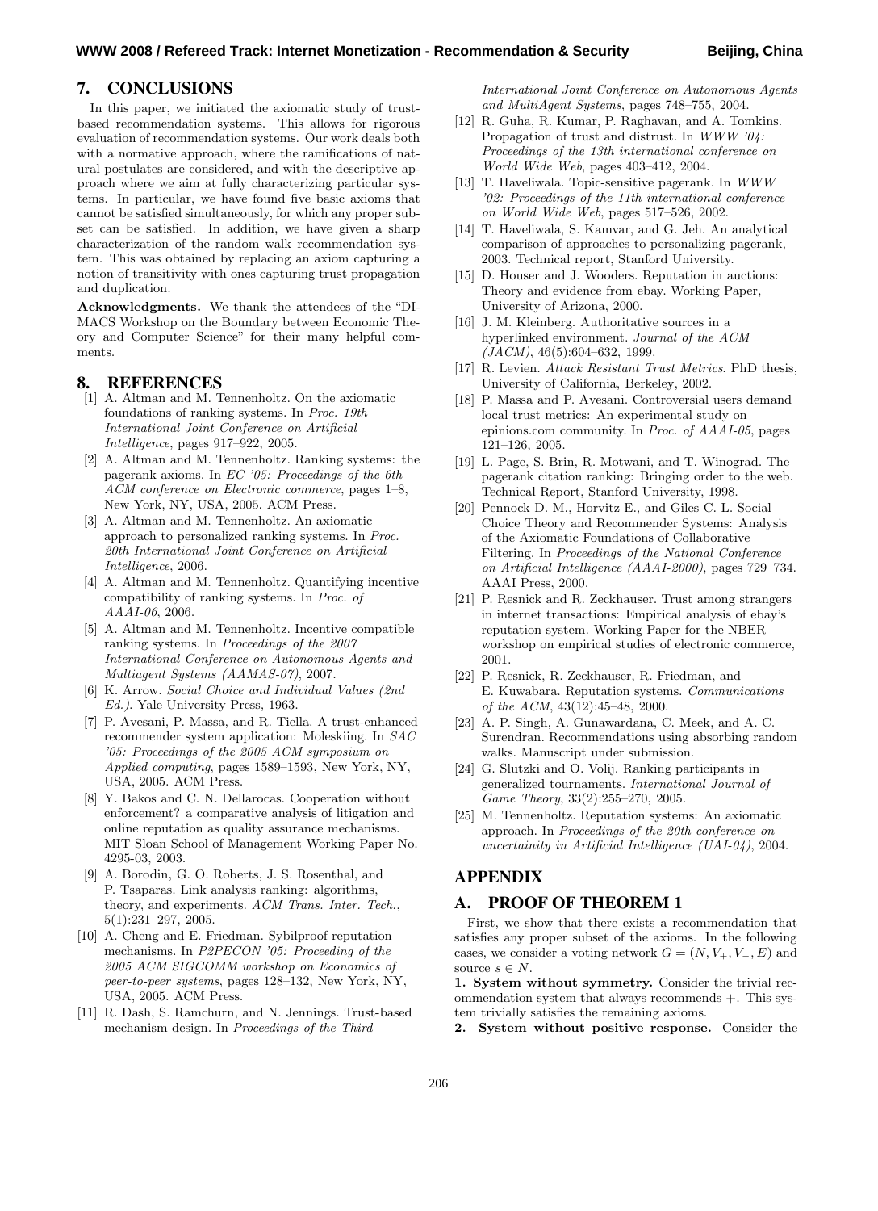## 7. CONCLUSIONS

In this paper, we initiated the axiomatic study of trust-based recommendation systems. This allows for rigorous evaluation of recommendation systems. Our work deals both with a normative approach, where the ramifications of natural postulates are considered, and with the descriptive approach where we aim at fully characterizing particular systems. In particular, we have found five basic axioms that cannot be satisfied simultaneously, for which any proper subset can be satisfied. In addition, we have given a sharp characterization of the random walk recommendation system. This was obtained by replacing an axiom capturing a notion of transitivity with ones capturing trust propagation and duplication.

**Acknowledgments.** We thank the attendees of the "DIMACS Workshop on the Boundary between Economic Theory and Computer Science" for their many helpful comments.

## 8. REFERENCES

[1] A. Altman and M. Tennenholtz. On the axiomatic foundations of ranking systems. In *Proc. 19th International Joint Conference on Artificial Intelligence*, pages 917–922, 2005.

[2] A. Altman and M. Tennenholtz. Ranking systems: the pagerank axioms. In *EC '05: Proceedings of the 6th ACM conference on Electronic commerce*, pages 1–8, New York, NY, USA, 2005. ACM Press.

[3] A. Altman and M. Tennenholtz. An axiomatic approach to personalized ranking systems. In *Proc. 20th International Joint Conference on Artificial Intelligence*, 2006.

[4] A. Altman and M. Tennenholtz. Quantifying incentive compatibility of ranking systems. In *Proc. of AAAI-06*, 2006.

[5] A. Altman and M. Tennenholtz. Incentive compatible ranking systems. In *Proceedings of the 2007 International Conference on Autonomous Agents and Multiagent Systems (AAMAS-07)*, 2007.

[6] K. Arrow. *Social Choice and Individual Values (2nd Ed.)*. Yale University Press, 1963.

[7] P. Avesani, P. Massa, and R. Tiella. A trust-enhanced recommender system application: Moleskiing. In *SAC '05: Proceedings of the 2005 ACM symposium on Applied computing*, pages 1589–1593, New York, NY, USA, 2005. ACM Press.

[8] Y. Bakos and C. N. Dellarocas. Cooperation without enforcement? a comparative analysis of litigation and online reputation as quality assurance mechanisms. MIT Sloan School of Management Working Paper No. 4295-03, 2003.

[9] A. Borodin, G. O. Roberts, J. S. Rosenthal, and P. Tsaparas. Link analysis ranking: algorithms, theory, and experiments. *ACM Trans. Inter. Tech.*, 5(1):231–297, 2005.

[10] A. Cheng and E. Friedman. Sybilproof reputation mechanisms. In *P2PECON '05: Proceeding of the 2005 ACM SIGCOMM workshop on Economics of peer-to-peer systems*, pages 128–132, New York, NY, USA, 2005. ACM Press.

[11] R. Dash, S. Ramchurn, and N. Jennings. Trust-based mechanism design. In *Proceedings of the Third International Joint Conference on Autonomous Agents and MultiAgent Systems*, pages 748–755, 2004.

[12] R. Guha, R. Kumar, P. Raghavan, and A. Tomkins. Propagation of trust and distrust. In *WWW '04: Proceedings of the 13th international conference on World Wide Web*, pages 403–412, 2004.

[13] T. Haveliwala. Topic-sensitive pagerank. In *WWW '02: Proceedings of the 11th international conference on World Wide Web*, pages 517–526, 2002.

[14] T. Haveliwala, S. Kamvar, and G. Jeh. An analytical comparison of approaches to personalizing pagerank, 2003. Technical report, Stanford University.

[15] D. Houser and J. Wooders. Reputation in auctions: Theory and evidence from ebay. Working Paper, University of Arizona, 2000.

[16] J. M. Kleinberg. Authoritative sources in a hyperlinked environment. *Journal of the ACM (JACM)*, 46(5):604–632, 1999.

[17] R. Levien. *Attack Resistant Trust Metrics*. PhD thesis, University of California, Berkeley, 2002.

[18] P. Massa and P. Avesani. Controversial users demand local trust metrics: An experimental study on epinions.com community. In *Proc. of AAAI-05*, pages 121–126, 2005.

[19] L. Page, S. Brin, R. Motwani, and T. Winograd. The pagerank citation ranking: Bringing order to the web. Technical Report, Stanford University, 1998.

[20] Pennock D. M., Horvitz E., and Giles C. L. Social Choice Theory and Recommender Systems: Analysis of the Axiomatic Foundations of Collaborative Filtering. In *Proceedings of the National Conference on Artificial Intelligence (AAAI-2000)*, pages 729–734. AAAI Press, 2000.

[21] P. Resnick and R. Zeckhauser. Trust among strangers in internet transactions: Empirical analysis of ebay's reputation system. Working Paper for the NBER workshop on empirical studies of electronic commerce, 2001.

[22] P. Resnick, R. Zeckhauser, R. Friedman, and E. Kuwabara. Reputation systems. *Communications of the ACM*, 43(12):45–48, 2000.

[23] A. P. Singh, A. Gunawardana, C. Meek, and A. C. Surendran. Recommendations using absorbing random walks. Manuscript under submission.

[24] G. Slutzki and O. Volij. Ranking participants in generalized tournaments. *International Journal of Game Theory*, 33(2):255–270, 2005.

[25] M. Tennenholtz. Reputation systems: An axiomatic approach. In *Proceedings of the 20th conference on uncertainity in Artificial Intelligence (UAI-04)*, 2004.

# APPENDIX

## A. PROOF OF THEOREM 1

First, we show that there exists a recommendation that satisfies any proper subset of the axioms. In the following cases, we consider a voting network $G = (N, V_+, V_-, E)$ and source $s \in N$.

**1. System without symmetry.** Consider the trivial recommendation system that always recommends $+$. This system trivially satisfies the remaining axioms.

**2. System without positive response.** Consider the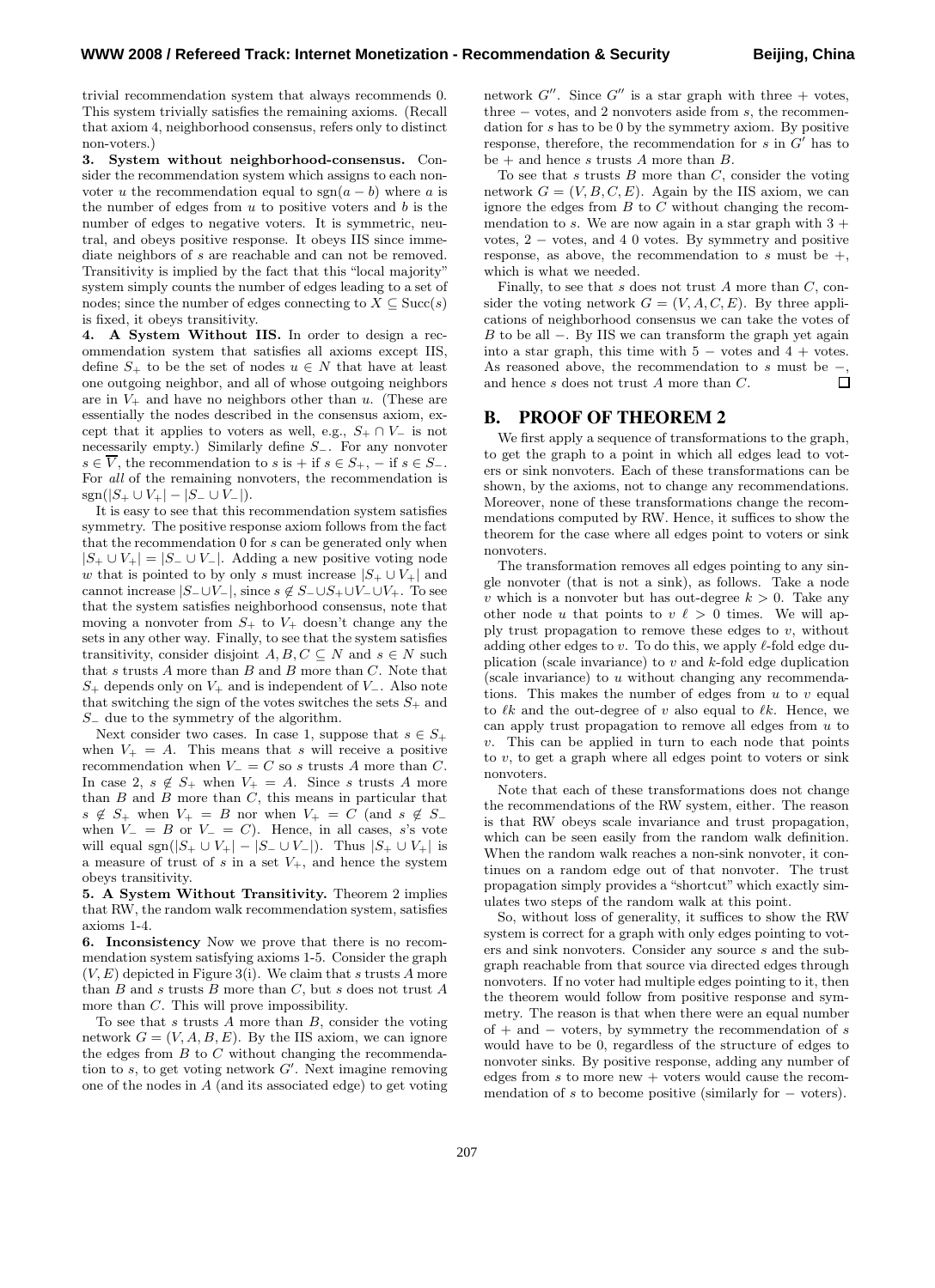trivial recommendation system that always recommends 0. This system trivially satisfies the remaining axioms. (Recall that axiom 4, neighborhood consensus, refers only to distinct non-voters.)

**3. System without neighborhood-consensus.** Consider the recommendation system which assigns to each nonvoter $u$ the recommendation equal to $\text{sgn}(a - b)$ where $a$ is the number of edges from $u$ to positive voters and $b$ is the number of edges to negative voters. It is symmetric, neutral, and obeys positive response. It obeys IIS since immediate neighbors of $s$ are reachable and can not be removed. Transitivity is implied by the fact that this "local majority" system simply counts the number of edges leading to a set of nodes; since the number of edges connecting to $X \subseteq \text{Succ}(s)$ is fixed, it obeys transitivity.

**4. A System Without IIS.** In order to design a recommendation system that satisfies all axioms except IIS, define $S_+$ to be the set of nodes $u \in N$ that have at least one outgoing neighbor, and all of whose outgoing neighbors are in $V_+$ and have no neighbors other than $u$. (These are essentially the nodes described in the consensus axiom, except that it applies to voters as well, e.g., $S_+ \cap V_-$ is not necessarily empty.) Similarly define $S_-$. For any nonvoter $s \in \overline{V}$, the recommendation to $s$ is $+$ if $s \in S_+$, $-$ if $s \in S_-$. For *all* of the remaining nonvoters, the recommendation is $\text{sgn}(|S_+ \cup V_+| - |S_- \cup V_-|)$.

It is easy to see that this recommendation system satisfies symmetry. The positive response axiom follows from the fact that the recommendation 0 for $s$ can be generated only when $|S_+ \cup V_+| = |S_- \cup V_-|$. Adding a new positive voting node $w$ that is pointed to by only $s$ must increase $|S_+ \cup V_+|$ and cannot increase $|S_- \cup V_-|$, since $s \notin S_- \cup S_+ \cup V_- \cup V_+$. To see that the system satisfies neighborhood consensus, note that moving a nonvoter from $S_+$ to $V_+$ doesn't change any the sets in any other way. Finally, to see that the system satisfies transitivity, consider disjoint $A, B, C \subseteq N$ and $s \in N$ such that $s$ trusts $A$ more than $B$ and $B$ more than $C$. Note that $S_+$ depends only on $V_+$ and is independent of $V_-$. Also note that switching the sign of the votes switches the sets $S_+$ and $S_-$ due to the symmetry of the algorithm.

Next consider two cases. In case 1, suppose that $s \in S_+$ when $V_+ = A$. This means that $s$ will receive a positive recommendation when $V_- = C$ so $s$ trusts $A$ more than $C$. In case 2, $s \notin S_+$ when $V_+ = A$. Since $s$ trusts $A$ more than $B$ and $B$ more than $C$, this means in particular that $s \notin S_+$ when $V_+ = B$ nor when $V_+ = C$ (and $s \notin S_-$ when $V_- = B$ or $V_- = C$). Hence, in all cases, $s$'s vote will equal $\text{sgn}(|S_+ \cup V_+| - |S_- \cup V_-|)$. Thus $|S_+ \cup V_+|$ is a measure of trust of $s$ in a set $V_+$, and hence the system obeys transitivity.

**5. A System Without Transitivity.** Theorem 2 implies that RW, the random walk recommendation system, satisfies axioms 1-4.

**6. Inconsistency** Now we prove that there is no recommendation system satisfying axioms 1-5. Consider the graph $(V, E)$ depicted in Figure 3(i). We claim that $s$ trusts $A$ more than $B$ and $s$ trusts $B$ more than $C$, but $s$ does not trust $A$ more than $C$. This will prove impossibility.

To see that $s$ trusts $A$ more than $B$, consider the voting network $G = (V, A, B, E)$. By the IIS axiom, we can ignore the edges from $B$ to $C$ without changing the recommendation to $s$, to get voting network $G'$. Next imagine removing one of the nodes in $A$ (and its associated edge) to get voting network $G''$. Since $G''$ is a star graph with three $+$ votes, three $-$ votes, and 2 nonvoters aside from $s$, the recommendation for $s$ has to be 0 by the symmetry axiom. By positive response, therefore, the recommendation for $s$ in $G'$ has to be $+$ and hence $s$ trusts $A$ more than $B$.

To see that $s$ trusts $B$ more than $C$, consider the voting network $G = (V, B, C, E)$. Again by the IIS axiom, we can ignore the edges from $B$ to $C$ without changing the recommendation to $s$. We are now again in a star graph with 3 $+$ votes, 2 $-$ votes, and 4 0 votes. By symmetry and positive response, as above, the recommendation to $s$ must be $+$, which is what we needed.

Finally, to see that $s$ does not trust $A$ more than $C$, consider the voting network $G = (V, A, C, E)$. By three applications of neighborhood consensus we can take the votes of $B$ to be all $-$. By IIS we can transform the graph yet again into a star graph, this time with 5 $-$ votes and 4 $+$ votes. As reasoned above, the recommendation to $s$ must be $-$, and hence $s$ does not trust $A$ more than $C$. $\square$

## B. PROOF OF THEOREM 2

We first apply a sequence of transformations to the graph, to get the graph to a point in which all edges lead to voters or sink nonvoters. Each of these transformations can be shown, by the axioms, not to change any recommendations. Moreover, none of these transformations change the recommendations computed by RW. Hence, it suffices to show the theorem for the case where all edges point to voters or sink nonvoters.

The transformation removes all edges pointing to any single nonvoter (that is not a sink), as follows. Take a node $v$ which is a nonvoter but has out-degree $k > 0$. Take any other node $u$ that points to $v$ $\ell > 0$ times. We will apply trust propagation to remove these edges to $v$, without adding other edges to $v$. To do this, we apply $\ell$-fold edge duplication (scale invariance) to $v$ and $k$-fold edge duplication (scale invariance) to $u$ without changing any recommendations. This makes the number of edges from $u$ to $v$ equal to $\ell k$ and the out-degree of $v$ also equal to $\ell k$. Hence, we can apply trust propagation to remove all edges from $u$ to $v$. This can be applied in turn to each node that points to $v$, to get a graph where all edges point to voters or sink nonvoters.

Note that each of these transformations does not change the recommendations of the RW system, either. The reason is that RW obeys scale invariance and trust propagation, which can be seen easily from the random walk definition. When the random walk reaches a non-sink nonvoter, it continues on a random edge out of that nonvoter. The trust propagation simply provides a "shortcut" which exactly simulates two steps of the random walk at this point.

So, without loss of generality, it suffices to show the RW system is correct for a graph with only edges pointing to voters and sink nonvoters. Consider any source $s$ and the subgraph reachable from that source via directed edges through nonvoters. If no voter had multiple edges pointing to it, then the theorem would follow from positive response and symmetry. The reason is that when there were an equal number of $+$ and $-$ voters, by symmetry the recommendation of $s$ would have to be 0, regardless of the structure of edges to nonvoter sinks. By positive response, adding any number of edges from $s$ to more new $+$ voters would cause the recommendation of $s$ to become positive (similarly for $-$ voters).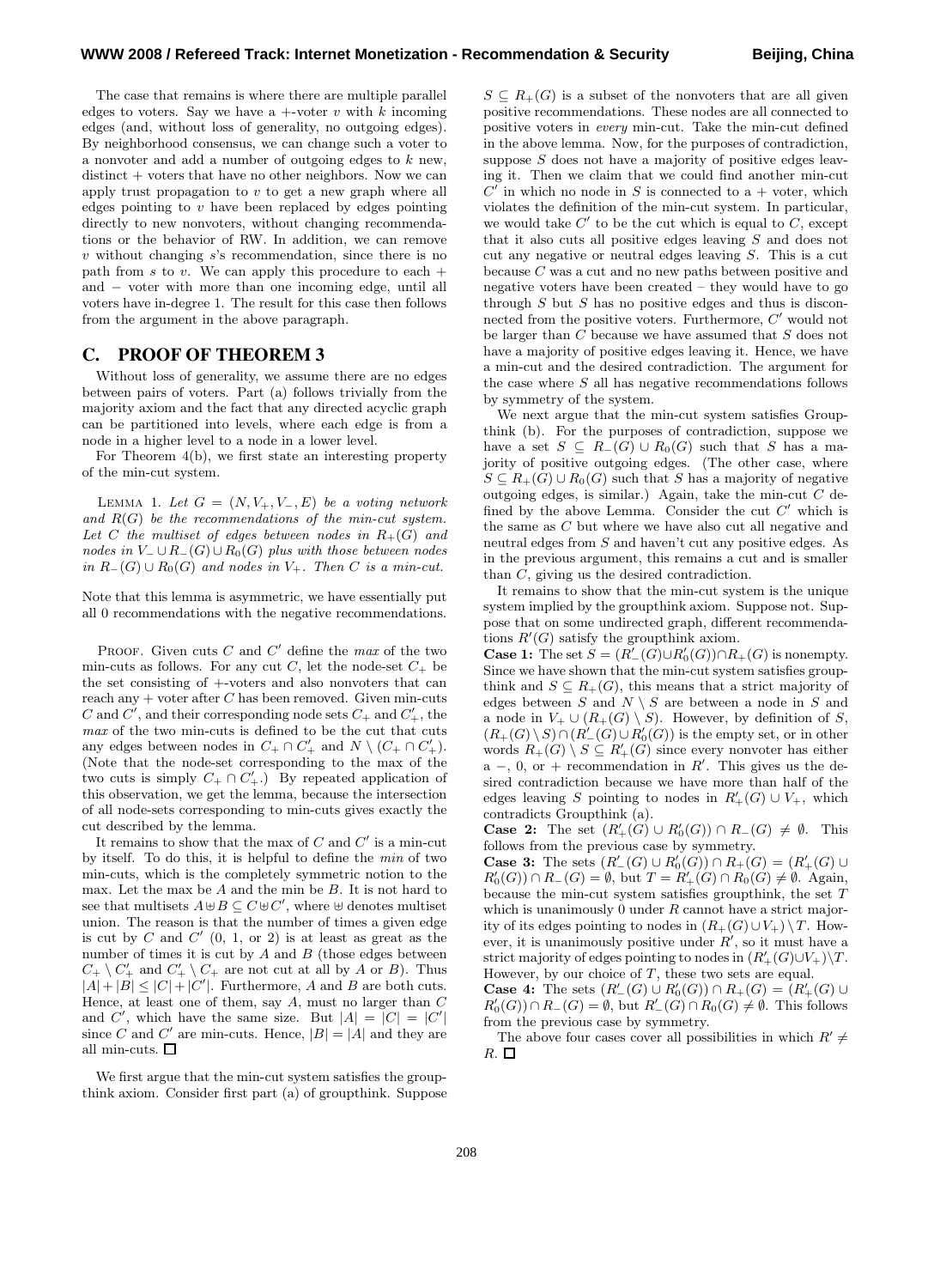The case that remains is where there are multiple parallel edges to voters. Say we have a $+$-voter $v$ with $k$ incoming edges (and, without loss of generality, no outgoing edges). By neighborhood consensus, we can change such a voter to a nonvoter and add a number of outgoing edges to $k$ new, distinct $+$ voters that have no other neighbors. Now we can apply trust propagation to $v$ to get a new graph where all edges pointing to $v$ have been replaced by edges pointing directly to new nonvoters, without changing recommendations or the behavior of RW. In addition, we can remove $v$ without changing $s$'s recommendation, since there is no path from $s$ to $v$. We can apply this procedure to each $+$ and $-$ voter with more than one incoming edge, until all voters have in-degree 1. The result for this case then follows from the argument in the above paragraph.

## C. PROOF OF THEOREM 3

Without loss of generality, we assume there are no edges between pairs of voters. Part (a) follows trivially from the majority axiom and the fact that any directed acyclic graph can be partitioned into levels, where each edge is from a node in a higher level to a node in a lower level.

For Theorem 4(b), we first state an interesting property of the min-cut system.

LEMMA 1. *Let $G = (N, V_+, V_-, E)$ be a voting network and $R(G)$ be the recommendations of the min-cut system. Let $C$ the multiset of edges between nodes in $R_+(G)$ and nodes in $V_- \cup R_-(G) \cup R_0(G)$ plus with those between nodes in $R_-(G) \cup R_0(G)$ and nodes in $V_+$. Then $C$ is a min-cut.*

Note that this lemma is asymmetric, we have essentially put all 0 recommendations with the negative recommendations.

PROOF. Given cuts $C$ and $C'$ define the *max* of the two min-cuts as follows. For any cut $C$, let the node-set $C_+$ be the set consisting of $+$-voters and also nonvoters that can reach any $+$ voter after $C$ has been removed. Given min-cuts $C$ and $C'$, and their corresponding node sets $C_+$ and $C'_+$, the *max* of the two min-cuts is defined to be the cut that cuts any edges between nodes in $C_+ \cap C'_+$ and $N \setminus (C_+ \cap C'_+)$. (Note that the node-set corresponding to the max of the two cuts is simply $C_+ \cap C'_+$.) By repeated application of this observation, we get the lemma, because the intersection of all node-sets corresponding to min-cuts gives exactly the cut described by the lemma.

It remains to show that the max of $C$ and $C'$ is a min-cut by itself. To do this, it is helpful to define the *min* of two min-cuts, which is the completely symmetric notion to the max. Let the max be $A$ and the min be $B$. It is not hard to see that multisets $A \uplus B \subseteq C \uplus C'$, where $\uplus$ denotes multiset union. The reason is that the number of times a given edge is cut by $C$ and $C'$ (0, 1, or 2) is at least as great as the number of times it is cut by $A$ and $B$ (those edges between $C_+ \setminus C'_+$ and $C'_+ \setminus C_+$ are not cut at all by $A$ or $B$). Thus $|A| + |B| \leq |C| + |C'|$. Furthermore, $A$ and $B$ are both cuts. Hence, at least one of them, say $A$, must no larger than $C$ and $C'$, which have the same size. But $|A| = |C| = |C'|$ since $C$ and $C'$ are min-cuts. Hence, $|B| = |A|$ and they are all min-cuts. $\square$

We first argue that the min-cut system satisfies the groupthink axiom. Consider first part (a) of groupthink. Suppose $S \subseteq R_+(G)$ is a subset of the nonvoters that are all given positive recommendations. These nodes are all connected to positive voters in *every* min-cut. Take the min-cut defined in the above lemma. Now, for the purposes of contradiction, suppose $S$ does not have a majority of positive edges leaving it. Then we claim that we could find another min-cut $C'$ in which no node in $S$ is connected to a $+$ voter, which violates the definition of the min-cut system. In particular, we would take $C'$ to be the cut which is equal to $C$, except that it also cuts all positive edges leaving $S$ and does not cut any negative or neutral edges leaving $S$. This is a cut because $C$ was a cut and no new paths between positive and negative voters have been created – they would have to go through $S$ but $S$ has no positive edges and thus is disconnected from the positive voters. Furthermore, $C'$ would not be larger than $C$ because we have assumed that $S$ does not have a majority of positive edges leaving it. Hence, we have a min-cut and the desired contradiction. The argument for the case where $S$ all has negative recommendations follows by symmetry of the system.

We next argue that the min-cut system satisfies Groupthink (b). For the purposes of contradiction, suppose we have a set $S \subseteq R_-(G) \cup R_0(G)$ such that $S$ has a majority of positive outgoing edges. (The other case, where $S \subseteq R_+(G) \cup R_0(G)$ such that $S$ has a majority of negative outgoing edges, is similar.) Again, take the min-cut $C$ defined by the above Lemma. Consider the cut $C'$ which is the same as $C$ but where we have also cut all negative and neutral edges from $S$ and haven't cut any positive edges. As in the previous argument, this remains a cut and is smaller than $C$, giving us the desired contradiction.

It remains to show that the min-cut system is the unique system implied by the groupthink axiom. Suppose not. Suppose that on some undirected graph, different recommendations $R'(G)$ satisfy the groupthink axiom.

**Case 1:** The set $S = (R'_-(G) \cup R'_0(G)) \cap R_+(G)$ is nonempty. Since we have shown that the min-cut system satisfies groupthink and $S \subseteq R_+(G)$, this means that a strict majority of edges between $S$ and $N \setminus S$ are between a node in $S$ and a node in $V_+ \cup (R_+(G) \setminus S)$. However, by definition of $S$, $(R_+(G) \setminus S) \cap (R'_-(G) \cup R'_0(G))$ is the empty set, or in other words $R_+(G) \setminus S \subseteq R'_+(G)$ since every nonvoter has either a $-$, 0, or $+$ recommendation in $R'$. This gives us the desired contradiction because we have more than half of the edges leaving $S$ pointing to nodes in $R'_+(G) \cup V_+$, which contradicts Groupthink (a).

**Case 2:** The set $(R'_+(G) \cup R'_0(G)) \cap R_-(G) \neq \emptyset$. This follows from the previous case by symmetry.

**Case 3:** The sets $(R'_-(G) \cup R'_0(G)) \cap R_+(G) = (R'_+(G) \cup R'_0(G)) \cap R_-(G) = \emptyset$, but $T = R'_+(G) \cap R_0(G) \neq \emptyset$. Again, because the min-cut system satisfies groupthink, the set $T$ which is unanimously 0 under $R$ cannot have a strict majority of its edges pointing to nodes in $(R_+(G) \cup V_+) \setminus T$. However, it is unanimously positive under $R'$, so it must have a strict majority of edges pointing to nodes in $(R'_+(G) \cup V_+) \setminus T$. However, by our choice of $T$, these two sets are equal.

**Case 4:** The sets $(R'_-(G) \cup R'_0(G)) \cap R_+(G) = (R'_+(G) \cup R'_0(G)) \cap R_-(G) = \emptyset$, but $R'_-(G) \cap R_0(G) \neq \emptyset$. This follows from the previous case by symmetry.

The above four cases cover all possibilities in which $R' \neq R$. $\square$